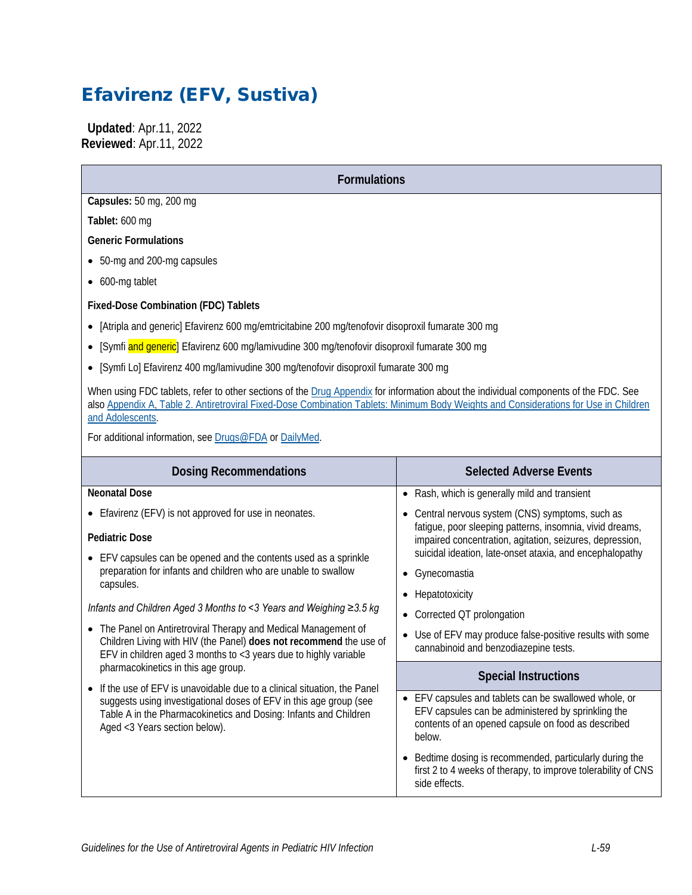# Efavirenz (EFV, Sustiva)

**Updated**: Apr.11, 2022
**Reviewed**: Apr.11, 2022

## Formulations

**Capsules:** 50 mg, 200 mg

**Tablet:** 600 mg

**Generic Formulations**

- 50-mg and 200-mg capsules
- 600-mg tablet

**Fixed-Dose Combination (FDC) Tablets**

- [Atripla and generic] Efavirenz 600 mg/emtricitabine 200 mg/tenofovir disoproxil fumarate 300 mg
- [Symfi and generic] Efavirenz 600 mg/lamivudine 300 mg/tenofovir disoproxil fumarate 300 mg
- [Symfi Lo] Efavirenz 400 mg/lamivudine 300 mg/tenofovir disoproxil fumarate 300 mg

When using FDC tablets, refer to other sections of the Drug Appendix for information about the individual components of the FDC. See also Appendix A, Table 2. Antiretroviral Fixed-Dose Combination Tablets: Minimum Body Weights and Considerations for Use in Children and Adolescents.

For additional information, see Drugs@FDA or DailyMed.

## Dosing Recommendations

**Neonatal Dose**

- Efavirenz (EFV) is not approved for use in neonates.

**Pediatric Dose**

- EFV capsules can be opened and the contents used as a sprinkle preparation for infants and children who are unable to swallow capsules.

*Infants and Children Aged 3 Months to <3 Years and Weighing ≥3.5 kg*

- The Panel on Antiretroviral Therapy and Medical Management of Children Living with HIV (the Panel) **does not recommend** the use of EFV in children aged 3 months to <3 years due to highly variable pharmacokinetics in this age group.
- If the use of EFV is unavoidable due to a clinical situation, the Panel suggests using investigational doses of EFV in this age group (see Table A in the Pharmacokinetics and Dosing: Infants and Children Aged <3 Years section below).

## Selected Adverse Events

- Rash, which is generally mild and transient
- Central nervous system (CNS) symptoms, such as fatigue, poor sleeping patterns, insomnia, vivid dreams, impaired concentration, agitation, seizures, depression, suicidal ideation, late-onset ataxia, and encephalopathy
- Gynecomastia
- Hepatotoxicity
- Corrected QT prolongation
- Use of EFV may produce false-positive results with some cannabinoid and benzodiazepine tests.

## Special Instructions

- EFV capsules and tablets can be swallowed whole, or EFV capsules can be administered by sprinkling the contents of an opened capsule on food as described below.
- Bedtime dosing is recommended, particularly during the first 2 to 4 weeks of therapy, to improve tolerability of CNS side effects.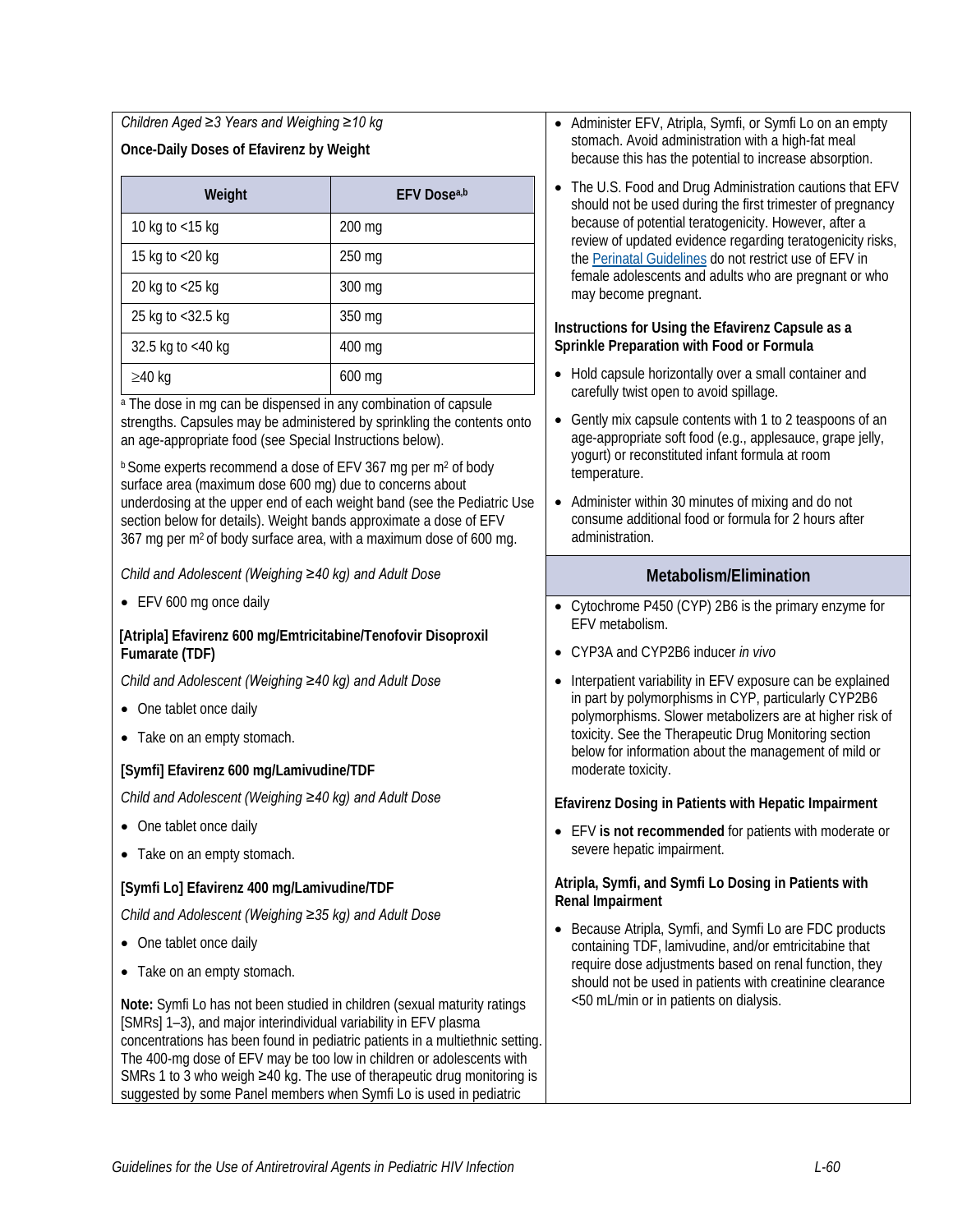*Children Aged ≥3 Years and Weighing ≥10 kg*

**Once-Daily Doses of Efavirenz by Weight**

| Weight | EFV Dose[a,b] |
|---|---|
| 10 kg to <15 kg | 200 mg |
| 15 kg to <20 kg | 250 mg |
| 20 kg to <25 kg | 300 mg |
| 25 kg to <32.5 kg | 350 mg |
| 32.5 kg to <40 kg | 400 mg |
| ≥40 kg | 600 mg |

[a] The dose in mg can be dispensed in any combination of capsule strengths. Capsules may be administered by sprinkling the contents onto an age-appropriate food (see Special Instructions below).

[b] Some experts recommend a dose of EFV 367 mg per $m^2$ of body surface area (maximum dose 600 mg) due to concerns about underdosing at the upper end of each weight band (see the Pediatric Use section below for details). Weight bands approximate a dose of EFV 367 mg per $m^2$ of body surface area, with a maximum dose of 600 mg.

*Child and Adolescent (Weighing ≥40 kg) and Adult Dose*

- EFV 600 mg once daily

**[Atripla] Efavirenz 600 mg/Emtricitabine/Tenofovir Disoproxil Fumarate (TDF)**

*Child and Adolescent (Weighing ≥40 kg) and Adult Dose*

- One tablet once daily
- Take on an empty stomach.

**[Symfi] Efavirenz 600 mg/Lamivudine/TDF**

*Child and Adolescent (Weighing ≥40 kg) and Adult Dose*

- One tablet once daily
- Take on an empty stomach.

**[Symfi Lo] Efavirenz 400 mg/Lamivudine/TDF**

*Child and Adolescent (Weighing ≥35 kg) and Adult Dose*

- One tablet once daily
- Take on an empty stomach.

**Note:** Symfi Lo has not been studied in children (sexual maturity ratings [SMRs] 1–3), and major interindividual variability in EFV plasma concentrations has been found in pediatric patients in a multiethnic setting. The 400-mg dose of EFV may be too low in children or adolescents with SMRs 1 to 3 who weigh ≥40 kg. The use of therapeutic drug monitoring is suggested by some Panel members when Symfi Lo is used in pediatric

- Administer EFV, Atripla, Symfi, or Symfi Lo on an empty stomach. Avoid administration with a high-fat meal because this has the potential to increase absorption.
- The U.S. Food and Drug Administration cautions that EFV should not be used during the first trimester of pregnancy because of potential teratogenicity. However, after a review of updated evidence regarding teratogenicity risks, the Perinatal Guidelines do not restrict use of EFV in female adolescents and adults who are pregnant or who may become pregnant.

**Instructions for Using the Efavirenz Capsule as a Sprinkle Preparation with Food or Formula**

- Hold capsule horizontally over a small container and carefully twist open to avoid spillage.
- Gently mix capsule contents with 1 to 2 teaspoons of an age-appropriate soft food (e.g., applesauce, grape jelly, yogurt) or reconstituted infant formula at room temperature.
- Administer within 30 minutes of mixing and do not consume additional food or formula for 2 hours after administration.

## Metabolism/Elimination

- Cytochrome P450 (CYP) 2B6 is the primary enzyme for EFV metabolism.
- CYP3A and CYP2B6 inducer *in vivo*
- Interpatient variability in EFV exposure can be explained in part by polymorphisms in CYP, particularly CYP2B6 polymorphisms. Slower metabolizers are at higher risk of toxicity. See the Therapeutic Drug Monitoring section below for information about the management of mild or moderate toxicity.

**Efavirenz Dosing in Patients with Hepatic Impairment**

- EFV **is not recommended** for patients with moderate or severe hepatic impairment.

**Atripla, Symfi, and Symfi Lo Dosing in Patients with Renal Impairment**

- Because Atripla, Symfi, and Symfi Lo are FDC products containing TDF, lamivudine, and/or emtricitabine that require dose adjustments based on renal function, they should not be used in patients with creatinine clearance <50 mL/min or in patients on dialysis.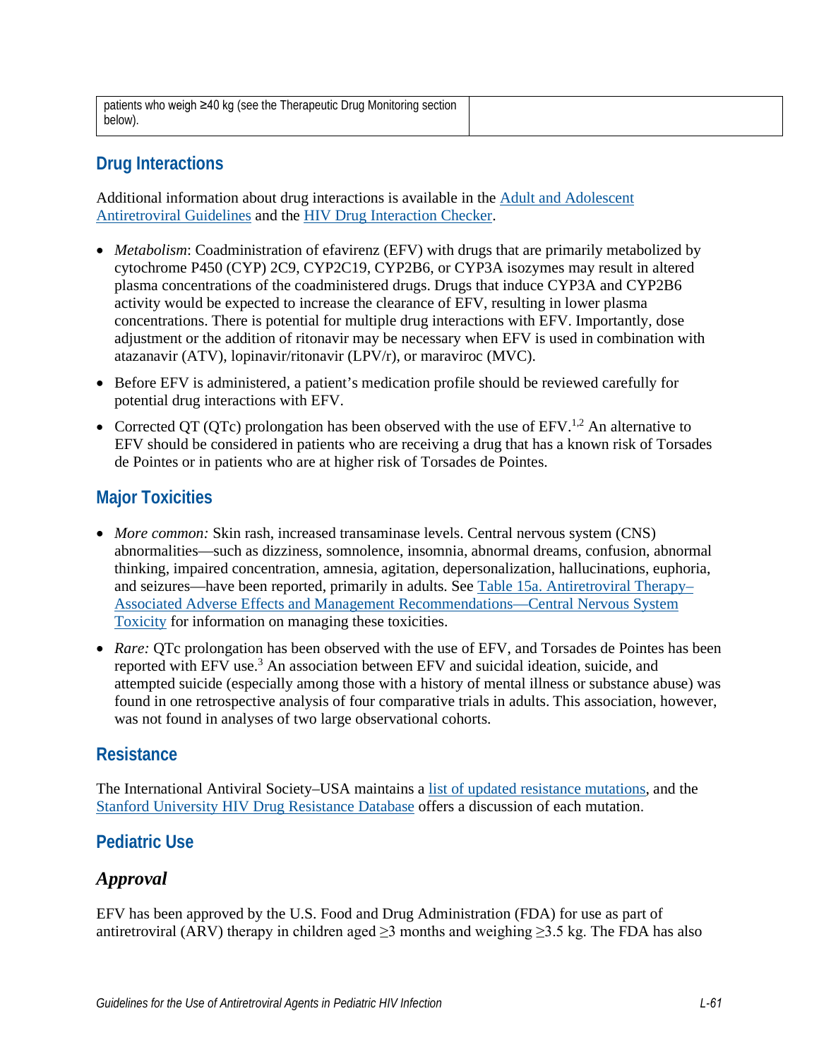| patients who weigh ≥40 kg (see the Therapeutic Drug Monitoring section below). | |
|---|---|

## Drug Interactions

Additional information about drug interactions is available in the Adult and Adolescent Antiretroviral Guidelines and the HIV Drug Interaction Checker.

- *Metabolism*: Coadministration of efavirenz (EFV) with drugs that are primarily metabolized by cytochrome P450 (CYP) 2C9, CYP2C19, CYP2B6, or CYP3A isozymes may result in altered plasma concentrations of the coadministered drugs. Drugs that induce CYP3A and CYP2B6 activity would be expected to increase the clearance of EFV, resulting in lower plasma concentrations. There is potential for multiple drug interactions with EFV. Importantly, dose adjustment or the addition of ritonavir may be necessary when EFV is used in combination with atazanavir (ATV), lopinavir/ritonavir (LPV/r), or maraviroc (MVC).
- Before EFV is administered, a patient's medication profile should be reviewed carefully for potential drug interactions with EFV.
- Corrected QT (QTc) prolongation has been observed with the use of EFV.[1,2] An alternative to EFV should be considered in patients who are receiving a drug that has a known risk of Torsades de Pointes or in patients who are at higher risk of Torsades de Pointes.

## Major Toxicities

- *More common:* Skin rash, increased transaminase levels. Central nervous system (CNS) abnormalities—such as dizziness, somnolence, insomnia, abnormal dreams, confusion, abnormal thinking, impaired concentration, amnesia, agitation, depersonalization, hallucinations, euphoria, and seizures—have been reported, primarily in adults. See Table 15a. Antiretroviral Therapy–Associated Adverse Effects and Management Recommendations—Central Nervous System Toxicity for information on managing these toxicities.
- *Rare:* QTc prolongation has been observed with the use of EFV, and Torsades de Pointes has been reported with EFV use.[3] An association between EFV and suicidal ideation, suicide, and attempted suicide (especially among those with a history of mental illness or substance abuse) was found in one retrospective analysis of four comparative trials in adults. This association, however, was not found in analyses of two large observational cohorts.

## Resistance

The International Antiviral Society–USA maintains a list of updated resistance mutations, and the Stanford University HIV Drug Resistance Database offers a discussion of each mutation.

## Pediatric Use

### *Approval*

EFV has been approved by the U.S. Food and Drug Administration (FDA) for use as part of antiretroviral (ARV) therapy in children aged ≥3 months and weighing ≥3.5 kg. The FDA has also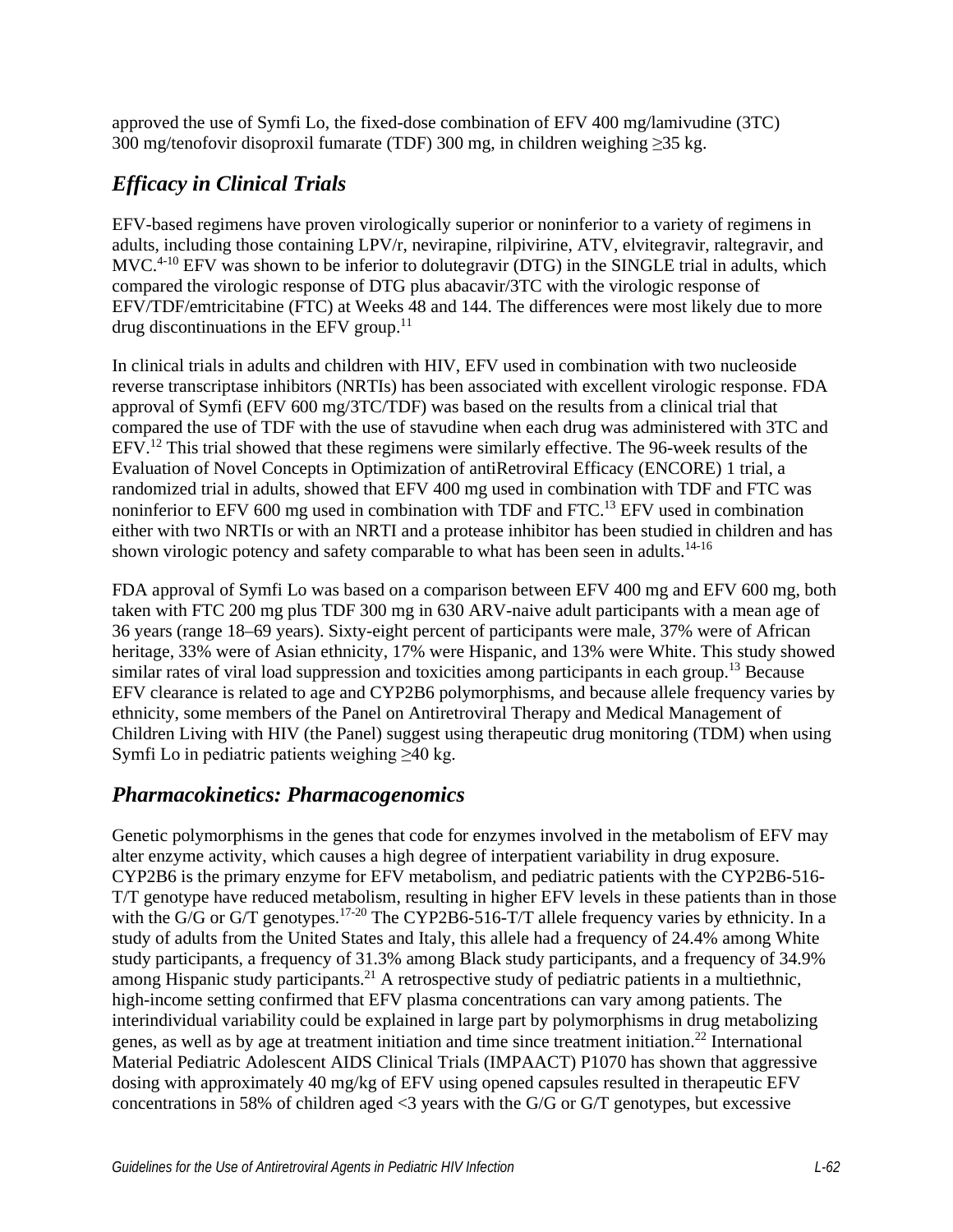approved the use of Symfi Lo, the fixed-dose combination of EFV 400 mg/lamivudine (3TC) 300 mg/tenofovir disoproxil fumarate (TDF) 300 mg, in children weighing ≥35 kg.

## *Efficacy in Clinical Trials*

EFV-based regimens have proven virologically superior or noninferior to a variety of regimens in adults, including those containing LPV/r, nevirapine, rilpivirine, ATV, elvitegravir, raltegravir, and MVC.[4-10] EFV was shown to be inferior to dolutegravir (DTG) in the SINGLE trial in adults, which compared the virologic response of DTG plus abacavir/3TC with the virologic response of EFV/TDF/emtricitabine (FTC) at Weeks 48 and 144. The differences were most likely due to more drug discontinuations in the EFV group.[11]

In clinical trials in adults and children with HIV, EFV used in combination with two nucleoside reverse transcriptase inhibitors (NRTIs) has been associated with excellent virologic response. FDA approval of Symfi (EFV 600 mg/3TC/TDF) was based on the results from a clinical trial that compared the use of TDF with the use of stavudine when each drug was administered with 3TC and EFV.[12] This trial showed that these regimens were similarly effective. The 96-week results of the Evaluation of Novel Concepts in Optimization of antiRetroviral Efficacy (ENCORE) 1 trial, a randomized trial in adults, showed that EFV 400 mg used in combination with TDF and FTC was noninferior to EFV 600 mg used in combination with TDF and FTC.[13] EFV used in combination either with two NRTIs or with an NRTI and a protease inhibitor has been studied in children and has shown virologic potency and safety comparable to what has been seen in adults.[14-16]

FDA approval of Symfi Lo was based on a comparison between EFV 400 mg and EFV 600 mg, both taken with FTC 200 mg plus TDF 300 mg in 630 ARV-naive adult participants with a mean age of 36 years (range 18–69 years). Sixty-eight percent of participants were male, 37% were of African heritage, 33% were of Asian ethnicity, 17% were Hispanic, and 13% were White. This study showed similar rates of viral load suppression and toxicities among participants in each group.[13] Because EFV clearance is related to age and CYP2B6 polymorphisms, and because allele frequency varies by ethnicity, some members of the Panel on Antiretroviral Therapy and Medical Management of Children Living with HIV (the Panel) suggest using therapeutic drug monitoring (TDM) when using Symfi Lo in pediatric patients weighing ≥40 kg.

## *Pharmacokinetics: Pharmacogenomics*

Genetic polymorphisms in the genes that code for enzymes involved in the metabolism of EFV may alter enzyme activity, which causes a high degree of interpatient variability in drug exposure. CYP2B6 is the primary enzyme for EFV metabolism, and pediatric patients with the CYP2B6-516-T/T genotype have reduced metabolism, resulting in higher EFV levels in these patients than in those with the G/G or G/T genotypes.[17-20] The CYP2B6-516-T/T allele frequency varies by ethnicity. In a study of adults from the United States and Italy, this allele had a frequency of 24.4% among White study participants, a frequency of 31.3% among Black study participants, and a frequency of 34.9% among Hispanic study participants.[21] A retrospective study of pediatric patients in a multiethnic, high-income setting confirmed that EFV plasma concentrations can vary among patients. The interindividual variability could be explained in large part by polymorphisms in drug metabolizing genes, as well as by age at treatment initiation and time since treatment initiation.[22] International Material Pediatric Adolescent AIDS Clinical Trials (IMPAACT) P1070 has shown that aggressive dosing with approximately 40 mg/kg of EFV using opened capsules resulted in therapeutic EFV concentrations in 58% of children aged <3 years with the G/G or G/T genotypes, but excessive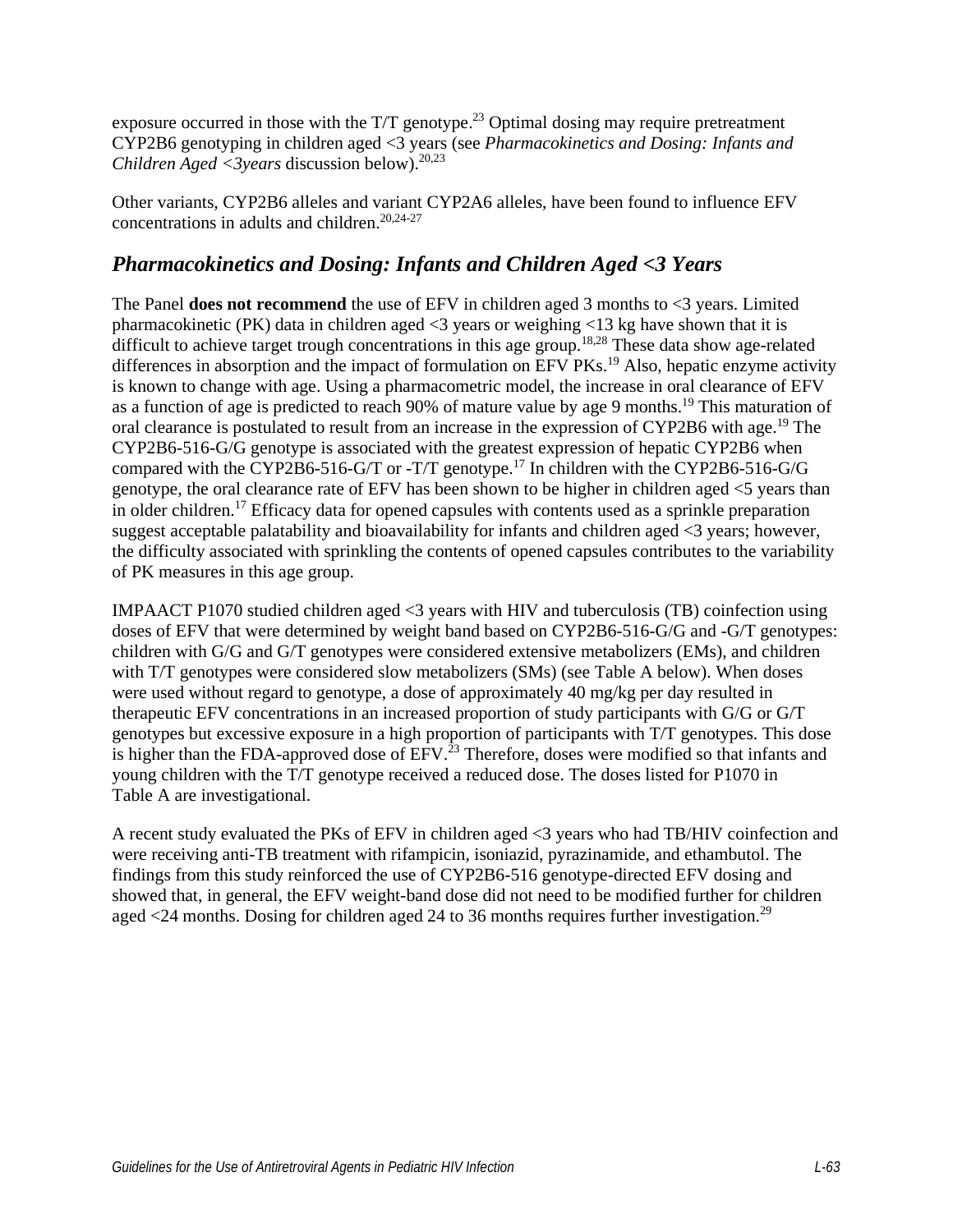exposure occurred in those with the T/T genotype.[23] Optimal dosing may require pretreatment CYP2B6 genotyping in children aged <3 years (see *Pharmacokinetics and Dosing: Infants and Children Aged <3years* discussion below).[20,23]

Other variants, CYP2B6 alleles and variant CYP2A6 alleles, have been found to influence EFV concentrations in adults and children.[20,24-27]

## *Pharmacokinetics and Dosing: Infants and Children Aged <3 Years*

The Panel **does not recommend** the use of EFV in children aged 3 months to <3 years. Limited pharmacokinetic (PK) data in children aged <3 years or weighing <13 kg have shown that it is difficult to achieve target trough concentrations in this age group.[18,28] These data show age-related differences in absorption and the impact of formulation on EFV PKs.[19] Also, hepatic enzyme activity is known to change with age. Using a pharmacometric model, the increase in oral clearance of EFV as a function of age is predicted to reach 90% of mature value by age 9 months.[19] This maturation of oral clearance is postulated to result from an increase in the expression of CYP2B6 with age.[19] The CYP2B6-516-G/G genotype is associated with the greatest expression of hepatic CYP2B6 when compared with the CYP2B6-516-G/T or -T/T genotype.[17] In children with the CYP2B6-516-G/G genotype, the oral clearance rate of EFV has been shown to be higher in children aged <5 years than in older children.[17] Efficacy data for opened capsules with contents used as a sprinkle preparation suggest acceptable palatability and bioavailability for infants and children aged <3 years; however, the difficulty associated with sprinkling the contents of opened capsules contributes to the variability of PK measures in this age group.

IMPAACT P1070 studied children aged <3 years with HIV and tuberculosis (TB) coinfection using doses of EFV that were determined by weight band based on CYP2B6-516-G/G and -G/T genotypes: children with G/G and G/T genotypes were considered extensive metabolizers (EMs), and children with T/T genotypes were considered slow metabolizers (SMs) (see Table A below). When doses were used without regard to genotype, a dose of approximately 40 mg/kg per day resulted in therapeutic EFV concentrations in an increased proportion of study participants with G/G or G/T genotypes but excessive exposure in a high proportion of participants with T/T genotypes. This dose is higher than the FDA-approved dose of EFV.[23] Therefore, doses were modified so that infants and young children with the T/T genotype received a reduced dose. The doses listed for P1070 in Table A are investigational.

A recent study evaluated the PKs of EFV in children aged <3 years who had TB/HIV coinfection and were receiving anti-TB treatment with rifampicin, isoniazid, pyrazinamide, and ethambutol. The findings from this study reinforced the use of CYP2B6-516 genotype-directed EFV dosing and showed that, in general, the EFV weight-band dose did not need to be modified further for children aged <24 months. Dosing for children aged 24 to 36 months requires further investigation.[29]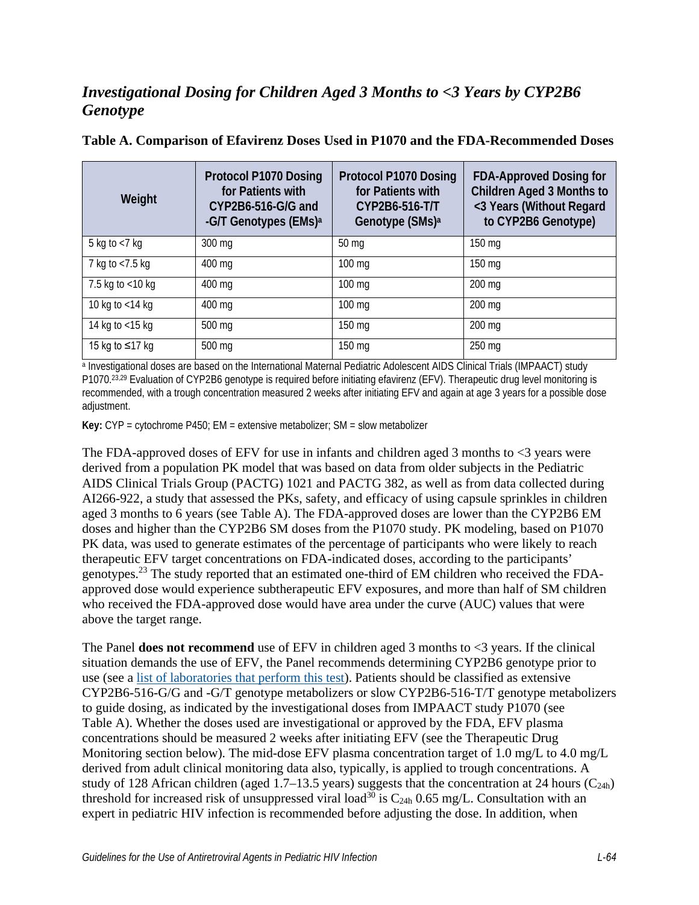## *Investigational Dosing for Children Aged 3 Months to <3 Years by CYP2B6 Genotype*

**Table A. Comparison of Efavirenz Doses Used in P1070 and the FDA-Recommended Doses**

| Weight | Protocol P1070 Dosing for Patients with CYP2B6-516-G/G and -G/T Genotypes (EMs)[a] | Protocol P1070 Dosing for Patients with CYP2B6-516-T/T Genotype (SMs)[a] | FDA-Approved Dosing for Children Aged 3 Months to <3 Years (Without Regard to CYP2B6 Genotype) |
|---|---|---|---|
| 5 kg to <7 kg | 300 mg | 50 mg | 150 mg |
| 7 kg to <7.5 kg | 400 mg | 100 mg | 150 mg |
| 7.5 kg to <10 kg | 400 mg | 100 mg | 200 mg |
| 10 kg to <14 kg | 400 mg | 100 mg | 200 mg |
| 14 kg to <15 kg | 500 mg | 150 mg | 200 mg |
| 15 kg to ≤17 kg | 500 mg | 150 mg | 250 mg |

[a] Investigational doses are based on the International Maternal Pediatric Adolescent AIDS Clinical Trials (IMPAACT) study P1070.[23,29] Evaluation of CYP2B6 genotype is required before initiating efavirenz (EFV). Therapeutic drug level monitoring is recommended, with a trough concentration measured 2 weeks after initiating EFV and again at age 3 years for a possible dose adjustment.

**Key:** CYP = cytochrome P450; EM = extensive metabolizer; SM = slow metabolizer

The FDA-approved doses of EFV for use in infants and children aged 3 months to <3 years were derived from a population PK model that was based on data from older subjects in the Pediatric AIDS Clinical Trials Group (PACTG) 1021 and PACTG 382, as well as from data collected during AI266-922, a study that assessed the PKs, safety, and efficacy of using capsule sprinkles in children aged 3 months to 6 years (see Table A). The FDA-approved doses are lower than the CYP2B6 EM doses and higher than the CYP2B6 SM doses from the P1070 study. PK modeling, based on P1070 PK data, was used to generate estimates of the percentage of participants who were likely to reach therapeutic EFV target concentrations on FDA-indicated doses, according to the participants' genotypes.[23] The study reported that an estimated one-third of EM children who received the FDA-approved dose would experience subtherapeutic EFV exposures, and more than half of SM children who received the FDA-approved dose would have area under the curve (AUC) values that were above the target range.

The Panel **does not recommend** use of EFV in children aged 3 months to <3 years. If the clinical situation demands the use of EFV, the Panel recommends determining CYP2B6 genotype prior to use (see a list of laboratories that perform this test). Patients should be classified as extensive CYP2B6-516-G/G and -G/T genotype metabolizers or slow CYP2B6-516-T/T genotype metabolizers to guide dosing, as indicated by the investigational doses from IMPAACT study P1070 (see Table A). Whether the doses used are investigational or approved by the FDA, EFV plasma concentrations should be measured 2 weeks after initiating EFV (see the Therapeutic Drug Monitoring section below). The mid-dose EFV plasma concentration target of 1.0 mg/L to 4.0 mg/L derived from adult clinical monitoring data also, typically, is applied to trough concentrations. A study of 128 African children (aged 1.7–13.5 years) suggests that the concentration at 24 hours ($C_{24h}$) threshold for increased risk of unsuppressed viral load[30] is $C_{24h}$ 0.65 mg/L. Consultation with an expert in pediatric HIV infection is recommended before adjusting the dose. In addition, when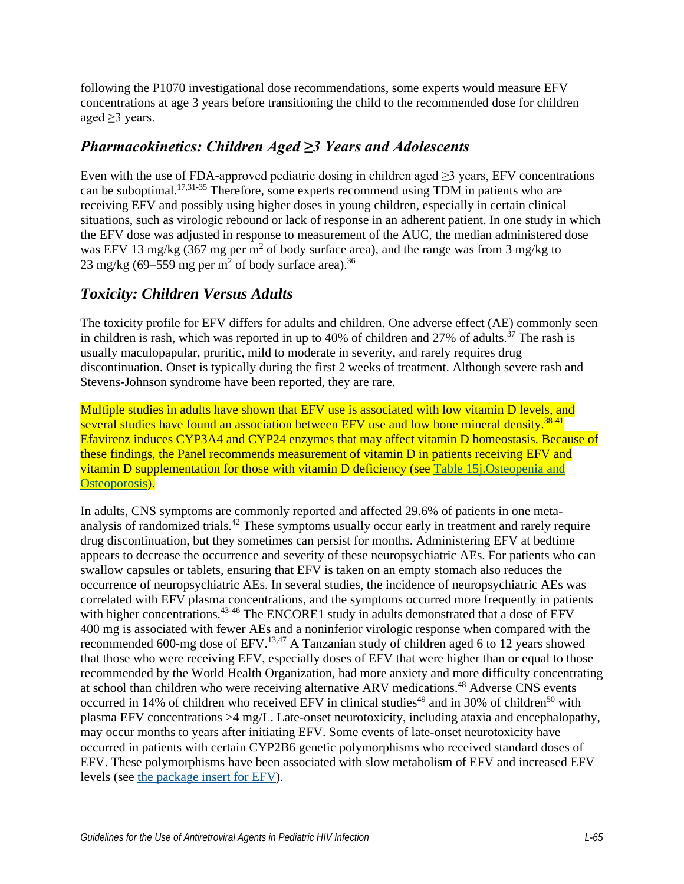following the P1070 investigational dose recommendations, some experts would measure EFV concentrations at age 3 years before transitioning the child to the recommended dose for children aged ≥3 years.

## *Pharmacokinetics: Children Aged ≥3 Years and Adolescents*

Even with the use of FDA-approved pediatric dosing in children aged ≥3 years, EFV concentrations can be suboptimal.[17,31-35] Therefore, some experts recommend using TDM in patients who are receiving EFV and possibly using higher doses in young children, especially in certain clinical situations, such as virologic rebound or lack of response in an adherent patient. In one study in which the EFV dose was adjusted in response to measurement of the AUC, the median administered dose was EFV 13 mg/kg (367 mg per $m^2$ of body surface area), and the range was from 3 mg/kg to 23 mg/kg (69–559 mg per $m^2$ of body surface area).[36]

## *Toxicity: Children Versus Adults*

The toxicity profile for EFV differs for adults and children. One adverse effect (AE) commonly seen in children is rash, which was reported in up to 40% of children and 27% of adults.[37] The rash is usually maculopapular, pruritic, mild to moderate in severity, and rarely requires drug discontinuation. Onset is typically during the first 2 weeks of treatment. Although severe rash and Stevens-Johnson syndrome have been reported, they are rare.

Multiple studies in adults have shown that EFV use is associated with low vitamin D levels, and several studies have found an association between EFV use and low bone mineral density.[38-41] Efavirenz induces CYP3A4 and CYP24 enzymes that may affect vitamin D homeostasis. Because of these findings, the Panel recommends measurement of vitamin D in patients receiving EFV and vitamin D supplementation for those with vitamin D deficiency (see Table 15j.Osteopenia and Osteoporosis).

In adults, CNS symptoms are commonly reported and affected 29.6% of patients in one meta-analysis of randomized trials.[42] These symptoms usually occur early in treatment and rarely require drug discontinuation, but they sometimes can persist for months. Administering EFV at bedtime appears to decrease the occurrence and severity of these neuropsychiatric AEs. For patients who can swallow capsules or tablets, ensuring that EFV is taken on an empty stomach also reduces the occurrence of neuropsychiatric AEs. In several studies, the incidence of neuropsychiatric AEs was correlated with EFV plasma concentrations, and the symptoms occurred more frequently in patients with higher concentrations.[43-46] The ENCORE1 study in adults demonstrated that a dose of EFV 400 mg is associated with fewer AEs and a noninferior virologic response when compared with the recommended 600-mg dose of EFV.[13,47] A Tanzanian study of children aged 6 to 12 years showed that those who were receiving EFV, especially doses of EFV that were higher than or equal to those recommended by the World Health Organization, had more anxiety and more difficulty concentrating at school than children who were receiving alternative ARV medications.[48] Adverse CNS events occurred in 14% of children who received EFV in clinical studies[49] and in 30% of children[50] with plasma EFV concentrations >4 mg/L. Late-onset neurotoxicity, including ataxia and encephalopathy, may occur months to years after initiating EFV. Some events of late-onset neurotoxicity have occurred in patients with certain CYP2B6 genetic polymorphisms who received standard doses of EFV. These polymorphisms have been associated with slow metabolism of EFV and increased EFV levels (see the package insert for EFV).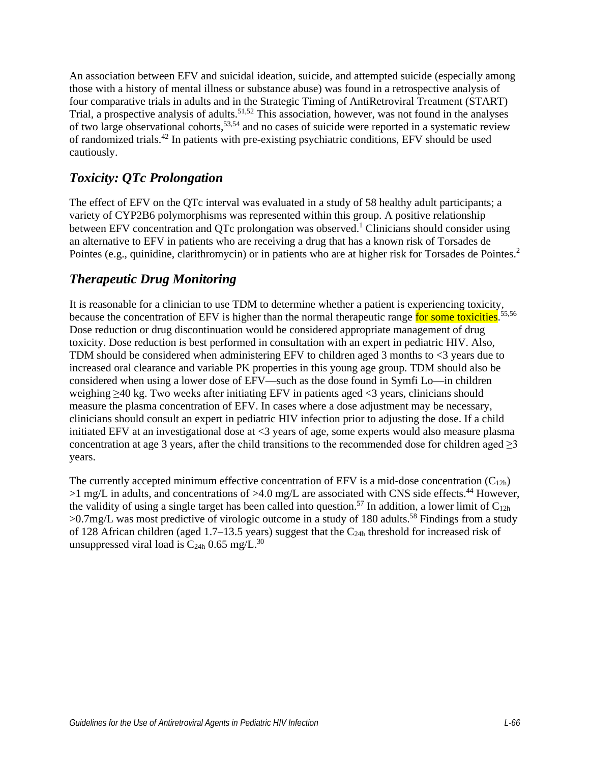An association between EFV and suicidal ideation, suicide, and attempted suicide (especially among those with a history of mental illness or substance abuse) was found in a retrospective analysis of four comparative trials in adults and in the Strategic Timing of AntiRetroviral Treatment (START) Trial, a prospective analysis of adults.[51,52] This association, however, was not found in the analyses of two large observational cohorts,[53,54] and no cases of suicide were reported in a systematic review of randomized trials.[42] In patients with pre-existing psychiatric conditions, EFV should be used cautiously.

## *Toxicity: QTc Prolongation*

The effect of EFV on the QTc interval was evaluated in a study of 58 healthy adult participants; a variety of CYP2B6 polymorphisms was represented within this group. A positive relationship between EFV concentration and QTc prolongation was observed.[1] Clinicians should consider using an alternative to EFV in patients who are receiving a drug that has a known risk of Torsades de Pointes (e.g., quinidine, clarithromycin) or in patients who are at higher risk for Torsades de Pointes.[2]

## *Therapeutic Drug Monitoring*

It is reasonable for a clinician to use TDM to determine whether a patient is experiencing toxicity, because the concentration of EFV is higher than the normal therapeutic range for some toxicities.[55,56] Dose reduction or drug discontinuation would be considered appropriate management of drug toxicity. Dose reduction is best performed in consultation with an expert in pediatric HIV. Also, TDM should be considered when administering EFV to children aged 3 months to <3 years due to increased oral clearance and variable PK properties in this young age group. TDM should also be considered when using a lower dose of EFV—such as the dose found in Symfi Lo—in children weighing ≥40 kg. Two weeks after initiating EFV in patients aged <3 years, clinicians should measure the plasma concentration of EFV. In cases where a dose adjustment may be necessary, clinicians should consult an expert in pediatric HIV infection prior to adjusting the dose. If a child initiated EFV at an investigational dose at <3 years of age, some experts would also measure plasma concentration at age 3 years, after the child transitions to the recommended dose for children aged ≥3 years.

The currently accepted minimum effective concentration of EFV is a mid-dose concentration ($C_{12h}$) >1 mg/L in adults, and concentrations of >4.0 mg/L are associated with CNS side effects.[44] However, the validity of using a single target has been called into question.[57] In addition, a lower limit of $C_{12h}$ >0.7mg/L was most predictive of virologic outcome in a study of 180 adults.[58] Findings from a study of 128 African children (aged 1.7–13.5 years) suggest that the $C_{24h}$ threshold for increased risk of unsuppressed viral load is $C_{24h}$ 0.65 mg/L.[30]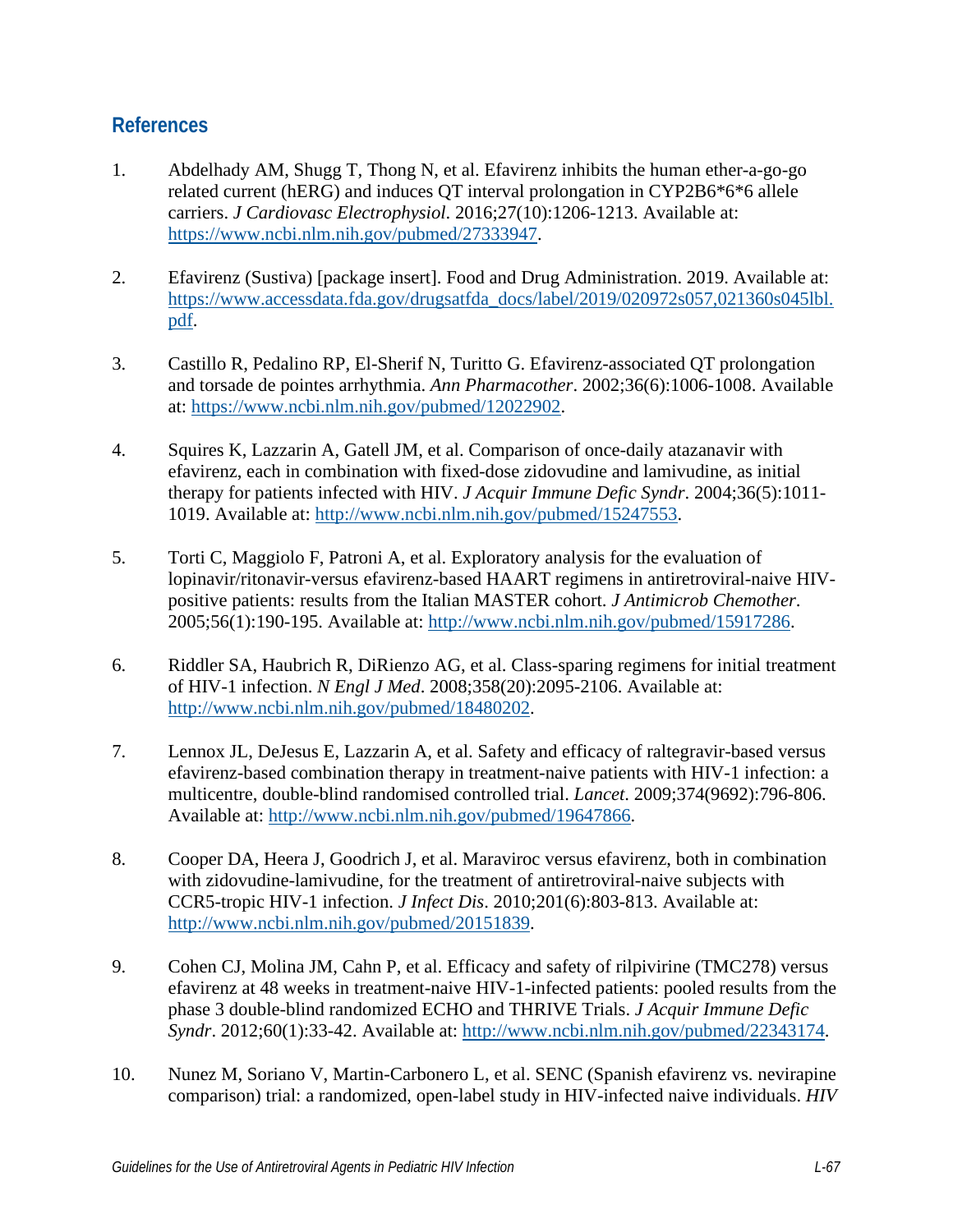## References

1. Abdelhady AM, Shugg T, Thong N, et al. Efavirenz inhibits the human ether-a-go-go related current (hERG) and induces QT interval prolongation in CYP2B6*6*6 allele carriers. *J Cardiovasc Electrophysiol*. 2016;27(10):1206-1213. Available at: https://www.ncbi.nlm.nih.gov/pubmed/27333947.

2. Efavirenz (Sustiva) [package insert]. Food and Drug Administration. 2019. Available at: https://www.accessdata.fda.gov/drugsatfda_docs/label/2019/020972s057,021360s045lbl.pdf.

3. Castillo R, Pedalino RP, El-Sherif N, Turitto G. Efavirenz-associated QT prolongation and torsade de pointes arrhythmia. *Ann Pharmacother*. 2002;36(6):1006-1008. Available at: https://www.ncbi.nlm.nih.gov/pubmed/12022902.

4. Squires K, Lazzarin A, Gatell JM, et al. Comparison of once-daily atazanavir with efavirenz, each in combination with fixed-dose zidovudine and lamivudine, as initial therapy for patients infected with HIV. *J Acquir Immune Defic Syndr*. 2004;36(5):1011-1019. Available at: http://www.ncbi.nlm.nih.gov/pubmed/15247553.

5. Torti C, Maggiolo F, Patroni A, et al. Exploratory analysis for the evaluation of lopinavir/ritonavir-versus efavirenz-based HAART regimens in antiretroviral-naive HIV-positive patients: results from the Italian MASTER cohort. *J Antimicrob Chemother*. 2005;56(1):190-195. Available at: http://www.ncbi.nlm.nih.gov/pubmed/15917286.

6. Riddler SA, Haubrich R, DiRienzo AG, et al. Class-sparing regimens for initial treatment of HIV-1 infection. *N Engl J Med*. 2008;358(20):2095-2106. Available at: http://www.ncbi.nlm.nih.gov/pubmed/18480202.

7. Lennox JL, DeJesus E, Lazzarin A, et al. Safety and efficacy of raltegravir-based versus efavirenz-based combination therapy in treatment-naive patients with HIV-1 infection: a multicentre, double-blind randomised controlled trial. *Lancet*. 2009;374(9692):796-806. Available at: http://www.ncbi.nlm.nih.gov/pubmed/19647866.

8. Cooper DA, Heera J, Goodrich J, et al. Maraviroc versus efavirenz, both in combination with zidovudine-lamivudine, for the treatment of antiretroviral-naive subjects with CCR5-tropic HIV-1 infection. *J Infect Dis*. 2010;201(6):803-813. Available at: http://www.ncbi.nlm.nih.gov/pubmed/20151839.

9. Cohen CJ, Molina JM, Cahn P, et al. Efficacy and safety of rilpivirine (TMC278) versus efavirenz at 48 weeks in treatment-naive HIV-1-infected patients: pooled results from the phase 3 double-blind randomized ECHO and THRIVE Trials. *J Acquir Immune Defic Syndr*. 2012;60(1):33-42. Available at: http://www.ncbi.nlm.nih.gov/pubmed/22343174.

10. Nunez M, Soriano V, Martin-Carbonero L, et al. SENC (Spanish efavirenz vs. nevirapine comparison) trial: a randomized, open-label study in HIV-infected naive individuals. *HIV*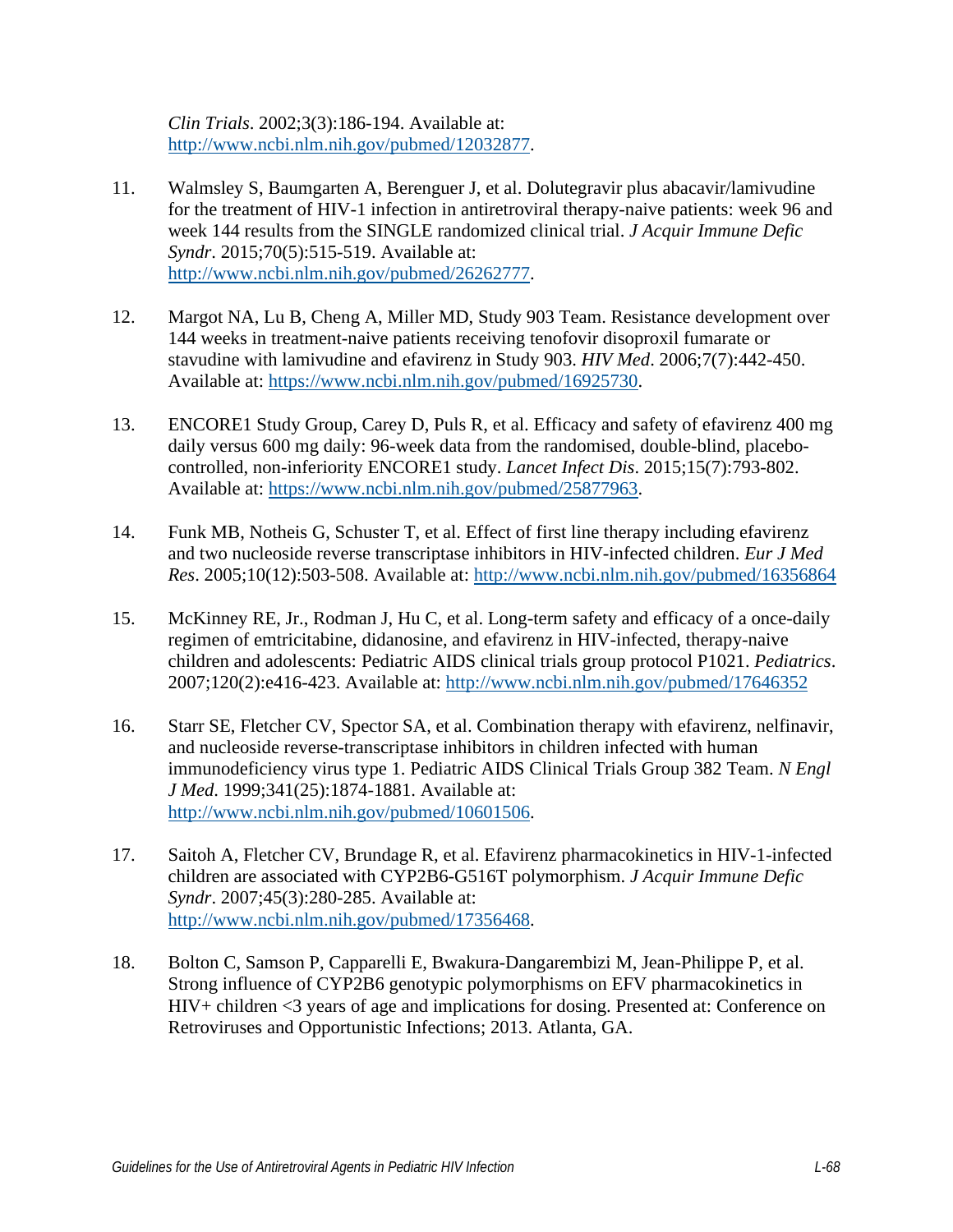*Clin Trials*. 2002;3(3):186-194. Available at: http://www.ncbi.nlm.nih.gov/pubmed/12032877.

11. Walmsley S, Baumgarten A, Berenguer J, et al. Dolutegravir plus abacavir/lamivudine for the treatment of HIV-1 infection in antiretroviral therapy-naive patients: week 96 and week 144 results from the SINGLE randomized clinical trial. *J Acquir Immune Defic Syndr*. 2015;70(5):515-519. Available at: http://www.ncbi.nlm.nih.gov/pubmed/26262777.

12. Margot NA, Lu B, Cheng A, Miller MD, Study 903 Team. Resistance development over 144 weeks in treatment-naive patients receiving tenofovir disoproxil fumarate or stavudine with lamivudine and efavirenz in Study 903. *HIV Med*. 2006;7(7):442-450. Available at: https://www.ncbi.nlm.nih.gov/pubmed/16925730.

13. ENCORE1 Study Group, Carey D, Puls R, et al. Efficacy and safety of efavirenz 400 mg daily versus 600 mg daily: 96-week data from the randomised, double-blind, placebo-controlled, non-inferiority ENCORE1 study. *Lancet Infect Dis*. 2015;15(7):793-802. Available at: https://www.ncbi.nlm.nih.gov/pubmed/25877963.

14. Funk MB, Notheis G, Schuster T, et al. Effect of first line therapy including efavirenz and two nucleoside reverse transcriptase inhibitors in HIV-infected children. *Eur J Med Res*. 2005;10(12):503-508. Available at: http://www.ncbi.nlm.nih.gov/pubmed/16356864

15. McKinney RE, Jr., Rodman J, Hu C, et al. Long-term safety and efficacy of a once-daily regimen of emtricitabine, didanosine, and efavirenz in HIV-infected, therapy-naive children and adolescents: Pediatric AIDS clinical trials group protocol P1021. *Pediatrics*. 2007;120(2):e416-423. Available at: http://www.ncbi.nlm.nih.gov/pubmed/17646352

16. Starr SE, Fletcher CV, Spector SA, et al. Combination therapy with efavirenz, nelfinavir, and nucleoside reverse-transcriptase inhibitors in children infected with human immunodeficiency virus type 1. Pediatric AIDS Clinical Trials Group 382 Team. *N Engl J Med*. 1999;341(25):1874-1881. Available at: http://www.ncbi.nlm.nih.gov/pubmed/10601506.

17. Saitoh A, Fletcher CV, Brundage R, et al. Efavirenz pharmacokinetics in HIV-1-infected children are associated with CYP2B6-G516T polymorphism. *J Acquir Immune Defic Syndr*. 2007;45(3):280-285. Available at: http://www.ncbi.nlm.nih.gov/pubmed/17356468.

18. Bolton C, Samson P, Capparelli E, Bwakura-Dangarembizi M, Jean-Philippe P, et al. Strong influence of CYP2B6 genotypic polymorphisms on EFV pharmacokinetics in HIV+ children <3 years of age and implications for dosing. Presented at: Conference on Retroviruses and Opportunistic Infections; 2013. Atlanta, GA.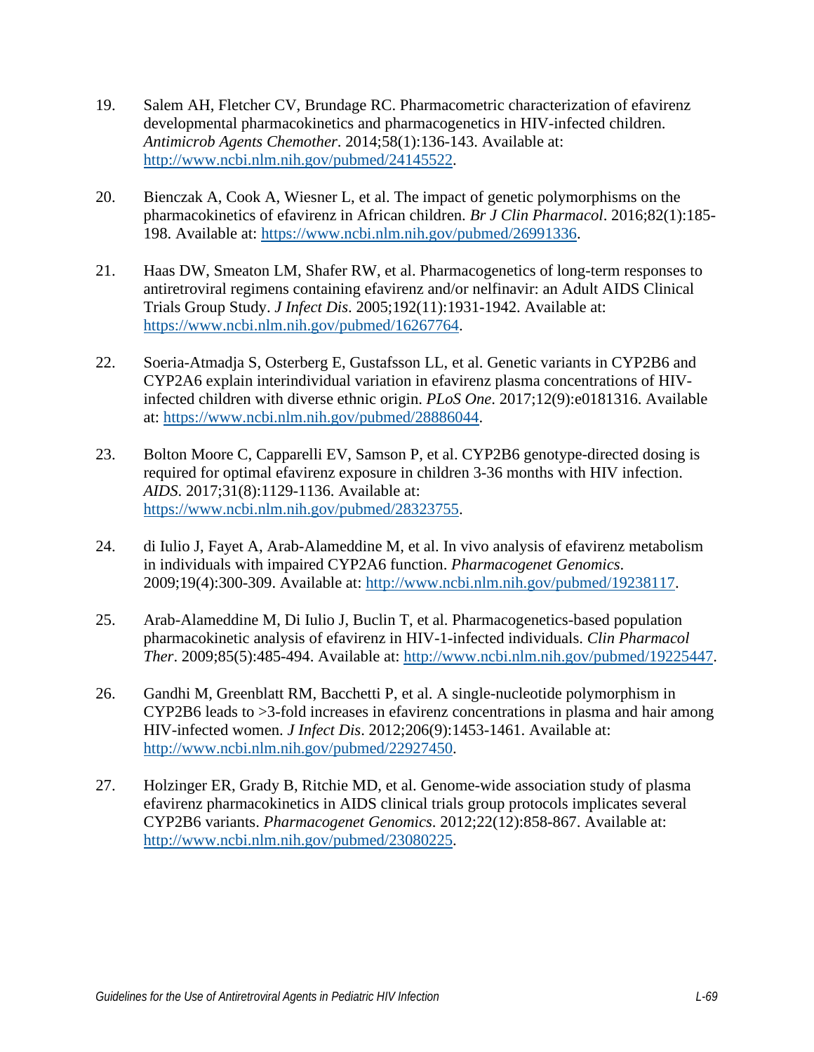19. Salem AH, Fletcher CV, Brundage RC. Pharmacometric characterization of efavirenz developmental pharmacokinetics and pharmacogenetics in HIV-infected children. *Antimicrob Agents Chemother*. 2014;58(1):136-143. Available at: http://www.ncbi.nlm.nih.gov/pubmed/24145522.

20. Bienczak A, Cook A, Wiesner L, et al. The impact of genetic polymorphisms on the pharmacokinetics of efavirenz in African children. *Br J Clin Pharmacol*. 2016;82(1):185-198. Available at: https://www.ncbi.nlm.nih.gov/pubmed/26991336.

21. Haas DW, Smeaton LM, Shafer RW, et al. Pharmacogenetics of long-term responses to antiretroviral regimens containing efavirenz and/or nelfinavir: an Adult AIDS Clinical Trials Group Study. *J Infect Dis*. 2005;192(11):1931-1942. Available at: https://www.ncbi.nlm.nih.gov/pubmed/16267764.

22. Soeria-Atmadja S, Osterberg E, Gustafsson LL, et al. Genetic variants in CYP2B6 and CYP2A6 explain interindividual variation in efavirenz plasma concentrations of HIV-infected children with diverse ethnic origin. *PLoS One*. 2017;12(9):e0181316. Available at: https://www.ncbi.nlm.nih.gov/pubmed/28886044.

23. Bolton Moore C, Capparelli EV, Samson P, et al. CYP2B6 genotype-directed dosing is required for optimal efavirenz exposure in children 3-36 months with HIV infection. *AIDS*. 2017;31(8):1129-1136. Available at: https://www.ncbi.nlm.nih.gov/pubmed/28323755.

24. di Iulio J, Fayet A, Arab-Alameddine M, et al. In vivo analysis of efavirenz metabolism in individuals with impaired CYP2A6 function. *Pharmacogenet Genomics*. 2009;19(4):300-309. Available at: http://www.ncbi.nlm.nih.gov/pubmed/19238117.

25. Arab-Alameddine M, Di Iulio J, Buclin T, et al. Pharmacogenetics-based population pharmacokinetic analysis of efavirenz in HIV-1-infected individuals. *Clin Pharmacol Ther*. 2009;85(5):485-494. Available at: http://www.ncbi.nlm.nih.gov/pubmed/19225447.

26. Gandhi M, Greenblatt RM, Bacchetti P, et al. A single-nucleotide polymorphism in CYP2B6 leads to >3-fold increases in efavirenz concentrations in plasma and hair among HIV-infected women. *J Infect Dis*. 2012;206(9):1453-1461. Available at: http://www.ncbi.nlm.nih.gov/pubmed/22927450.

27. Holzinger ER, Grady B, Ritchie MD, et al. Genome-wide association study of plasma efavirenz pharmacokinetics in AIDS clinical trials group protocols implicates several CYP2B6 variants. *Pharmacogenet Genomics*. 2012;22(12):858-867. Available at: http://www.ncbi.nlm.nih.gov/pubmed/23080225.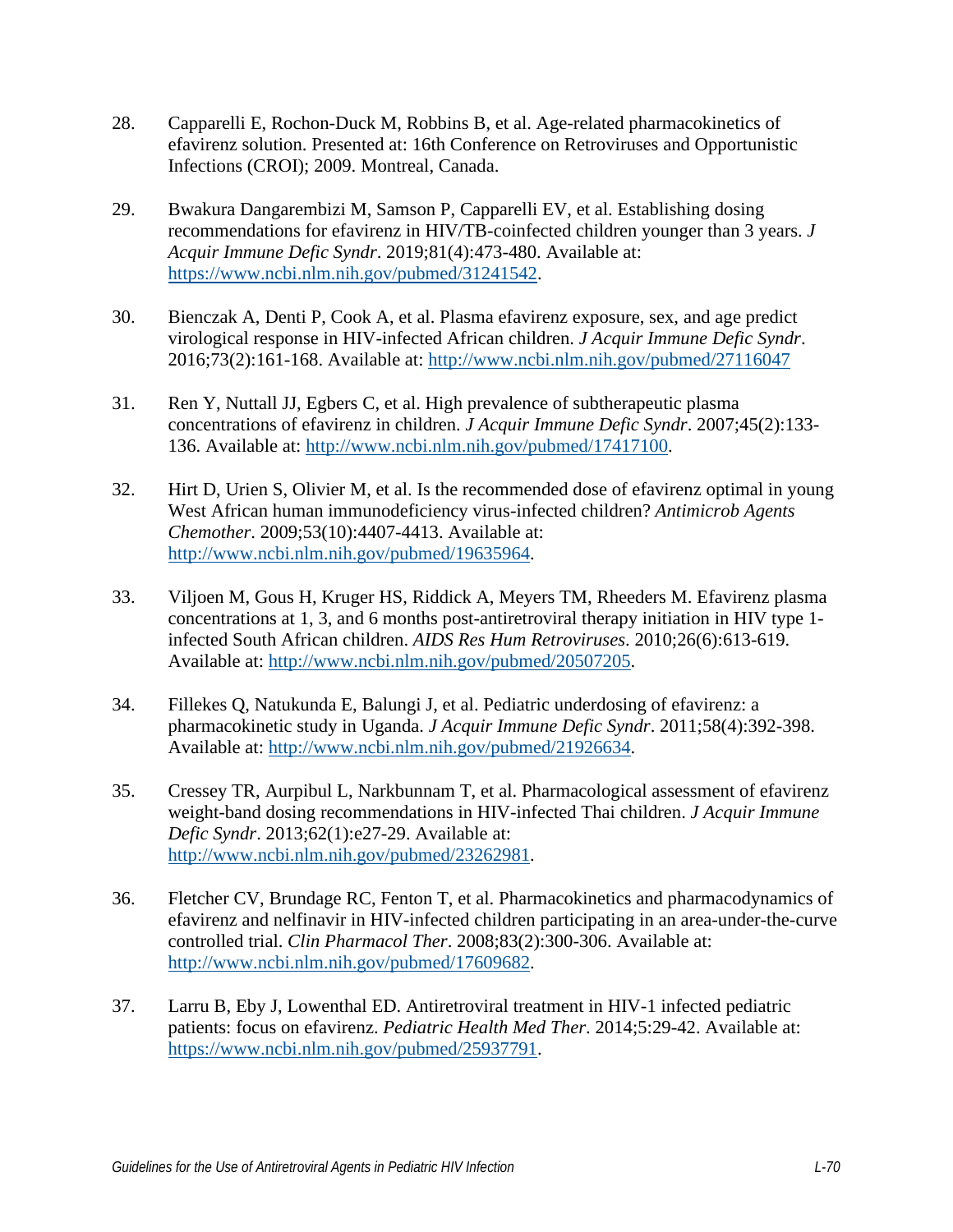28. Capparelli E, Rochon-Duck M, Robbins B, et al. Age-related pharmacokinetics of efavirenz solution. Presented at: 16th Conference on Retroviruses and Opportunistic Infections (CROI); 2009. Montreal, Canada.

29. Bwakura Dangarembizi M, Samson P, Capparelli EV, et al. Establishing dosing recommendations for efavirenz in HIV/TB-coinfected children younger than 3 years. *J Acquir Immune Defic Syndr*. 2019;81(4):473-480. Available at: https://www.ncbi.nlm.nih.gov/pubmed/31241542.

30. Bienczak A, Denti P, Cook A, et al. Plasma efavirenz exposure, sex, and age predict virological response in HIV-infected African children. *J Acquir Immune Defic Syndr*. 2016;73(2):161-168. Available at: http://www.ncbi.nlm.nih.gov/pubmed/27116047

31. Ren Y, Nuttall JJ, Egbers C, et al. High prevalence of subtherapeutic plasma concentrations of efavirenz in children. *J Acquir Immune Defic Syndr*. 2007;45(2):133-136. Available at: http://www.ncbi.nlm.nih.gov/pubmed/17417100.

32. Hirt D, Urien S, Olivier M, et al. Is the recommended dose of efavirenz optimal in young West African human immunodeficiency virus-infected children? *Antimicrob Agents Chemother*. 2009;53(10):4407-4413. Available at: http://www.ncbi.nlm.nih.gov/pubmed/19635964.

33. Viljoen M, Gous H, Kruger HS, Riddick A, Meyers TM, Rheeders M. Efavirenz plasma concentrations at 1, 3, and 6 months post-antiretroviral therapy initiation in HIV type 1-infected South African children. *AIDS Res Hum Retroviruses*. 2010;26(6):613-619. Available at: http://www.ncbi.nlm.nih.gov/pubmed/20507205.

34. Fillekes Q, Natukunda E, Balungi J, et al. Pediatric underdosing of efavirenz: a pharmacokinetic study in Uganda. *J Acquir Immune Defic Syndr*. 2011;58(4):392-398. Available at: http://www.ncbi.nlm.nih.gov/pubmed/21926634.

35. Cressey TR, Aurpibul L, Narkbunnam T, et al. Pharmacological assessment of efavirenz weight-band dosing recommendations in HIV-infected Thai children. *J Acquir Immune Defic Syndr*. 2013;62(1):e27-29. Available at: http://www.ncbi.nlm.nih.gov/pubmed/23262981.

36. Fletcher CV, Brundage RC, Fenton T, et al. Pharmacokinetics and pharmacodynamics of efavirenz and nelfinavir in HIV-infected children participating in an area-under-the-curve controlled trial. *Clin Pharmacol Ther*. 2008;83(2):300-306. Available at: http://www.ncbi.nlm.nih.gov/pubmed/17609682.

37. Larru B, Eby J, Lowenthal ED. Antiretroviral treatment in HIV-1 infected pediatric patients: focus on efavirenz. *Pediatric Health Med Ther*. 2014;5:29-42. Available at: https://www.ncbi.nlm.nih.gov/pubmed/25937791.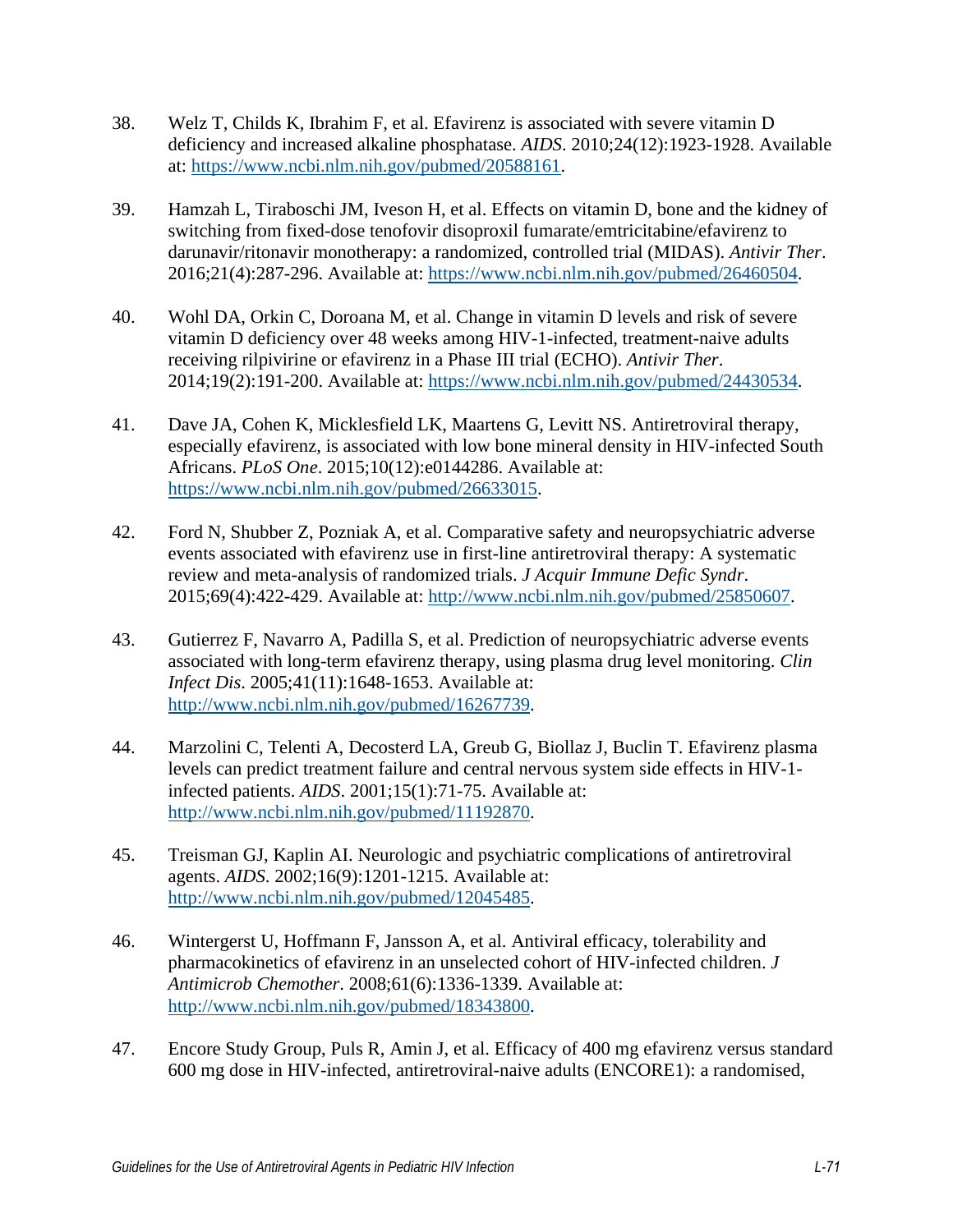38. Welz T, Childs K, Ibrahim F, et al. Efavirenz is associated with severe vitamin D deficiency and increased alkaline phosphatase. *AIDS*. 2010;24(12):1923-1928. Available at: https://www.ncbi.nlm.nih.gov/pubmed/20588161.

39. Hamzah L, Tiraboschi JM, Iveson H, et al. Effects on vitamin D, bone and the kidney of switching from fixed-dose tenofovir disoproxil fumarate/emtricitabine/efavirenz to darunavir/ritonavir monotherapy: a randomized, controlled trial (MIDAS). *Antivir Ther*. 2016;21(4):287-296. Available at: https://www.ncbi.nlm.nih.gov/pubmed/26460504.

40. Wohl DA, Orkin C, Doroana M, et al. Change in vitamin D levels and risk of severe vitamin D deficiency over 48 weeks among HIV-1-infected, treatment-naive adults receiving rilpivirine or efavirenz in a Phase III trial (ECHO). *Antivir Ther*. 2014;19(2):191-200. Available at: https://www.ncbi.nlm.nih.gov/pubmed/24430534.

41. Dave JA, Cohen K, Micklesfield LK, Maartens G, Levitt NS. Antiretroviral therapy, especially efavirenz, is associated with low bone mineral density in HIV-infected South Africans. *PLoS One*. 2015;10(12):e0144286. Available at: https://www.ncbi.nlm.nih.gov/pubmed/26633015.

42. Ford N, Shubber Z, Pozniak A, et al. Comparative safety and neuropsychiatric adverse events associated with efavirenz use in first-line antiretroviral therapy: A systematic review and meta-analysis of randomized trials. *J Acquir Immune Defic Syndr*. 2015;69(4):422-429. Available at: http://www.ncbi.nlm.nih.gov/pubmed/25850607.

43. Gutierrez F, Navarro A, Padilla S, et al. Prediction of neuropsychiatric adverse events associated with long-term efavirenz therapy, using plasma drug level monitoring. *Clin Infect Dis*. 2005;41(11):1648-1653. Available at: http://www.ncbi.nlm.nih.gov/pubmed/16267739.

44. Marzolini C, Telenti A, Decosterd LA, Greub G, Biollaz J, Buclin T. Efavirenz plasma levels can predict treatment failure and central nervous system side effects in HIV-1-infected patients. *AIDS*. 2001;15(1):71-75. Available at: http://www.ncbi.nlm.nih.gov/pubmed/11192870.

45. Treisman GJ, Kaplin AI. Neurologic and psychiatric complications of antiretroviral agents. *AIDS*. 2002;16(9):1201-1215. Available at: http://www.ncbi.nlm.nih.gov/pubmed/12045485.

46. Wintergerst U, Hoffmann F, Jansson A, et al. Antiviral efficacy, tolerability and pharmacokinetics of efavirenz in an unselected cohort of HIV-infected children. *J Antimicrob Chemother*. 2008;61(6):1336-1339. Available at: http://www.ncbi.nlm.nih.gov/pubmed/18343800.

47. Encore Study Group, Puls R, Amin J, et al. Efficacy of 400 mg efavirenz versus standard 600 mg dose in HIV-infected, antiretroviral-naive adults (ENCORE1): a randomised,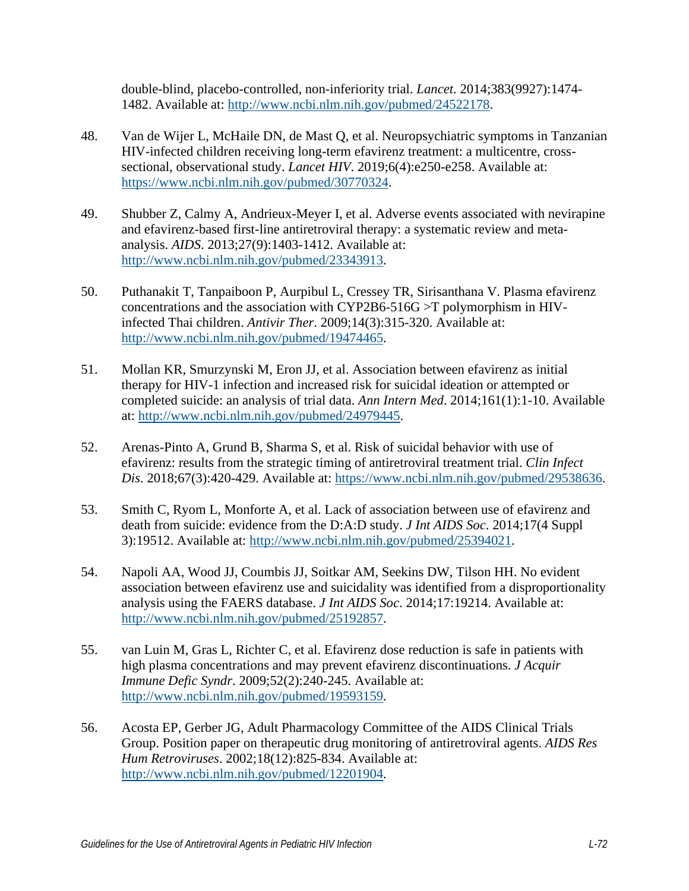double-blind, placebo-controlled, non-inferiority trial. *Lancet*. 2014;383(9927):1474-1482. Available at: http://www.ncbi.nlm.nih.gov/pubmed/24522178.

48. Van de Wijer L, McHaile DN, de Mast Q, et al. Neuropsychiatric symptoms in Tanzanian HIV-infected children receiving long-term efavirenz treatment: a multicentre, cross-sectional, observational study. *Lancet HIV*. 2019;6(4):e250-e258. Available at: https://www.ncbi.nlm.nih.gov/pubmed/30770324.

49. Shubber Z, Calmy A, Andrieux-Meyer I, et al. Adverse events associated with nevirapine and efavirenz-based first-line antiretroviral therapy: a systematic review and meta-analysis. *AIDS*. 2013;27(9):1403-1412. Available at: http://www.ncbi.nlm.nih.gov/pubmed/23343913.

50. Puthanakit T, Tanpaiboon P, Aurpibul L, Cressey TR, Sirisanthana V. Plasma efavirenz concentrations and the association with CYP2B6-516G >T polymorphism in HIV-infected Thai children. *Antivir Ther*. 2009;14(3):315-320. Available at: http://www.ncbi.nlm.nih.gov/pubmed/19474465.

51. Mollan KR, Smurzynski M, Eron JJ, et al. Association between efavirenz as initial therapy for HIV-1 infection and increased risk for suicidal ideation or attempted or completed suicide: an analysis of trial data. *Ann Intern Med*. 2014;161(1):1-10. Available at: http://www.ncbi.nlm.nih.gov/pubmed/24979445.

52. Arenas-Pinto A, Grund B, Sharma S, et al. Risk of suicidal behavior with use of efavirenz: results from the strategic timing of antiretroviral treatment trial. *Clin Infect Dis*. 2018;67(3):420-429. Available at: https://www.ncbi.nlm.nih.gov/pubmed/29538636.

53. Smith C, Ryom L, Monforte A, et al. Lack of association between use of efavirenz and death from suicide: evidence from the D:A:D study. *J Int AIDS Soc*. 2014;17(4 Suppl 3):19512. Available at: http://www.ncbi.nlm.nih.gov/pubmed/25394021.

54. Napoli AA, Wood JJ, Coumbis JJ, Soitkar AM, Seekins DW, Tilson HH. No evident association between efavirenz use and suicidality was identified from a disproportionality analysis using the FAERS database. *J Int AIDS Soc*. 2014;17:19214. Available at: http://www.ncbi.nlm.nih.gov/pubmed/25192857.

55. van Luin M, Gras L, Richter C, et al. Efavirenz dose reduction is safe in patients with high plasma concentrations and may prevent efavirenz discontinuations. *J Acquir Immune Defic Syndr*. 2009;52(2):240-245. Available at: http://www.ncbi.nlm.nih.gov/pubmed/19593159.

56. Acosta EP, Gerber JG, Adult Pharmacology Committee of the AIDS Clinical Trials Group. Position paper on therapeutic drug monitoring of antiretroviral agents. *AIDS Res Hum Retroviruses*. 2002;18(12):825-834. Available at: http://www.ncbi.nlm.nih.gov/pubmed/12201904.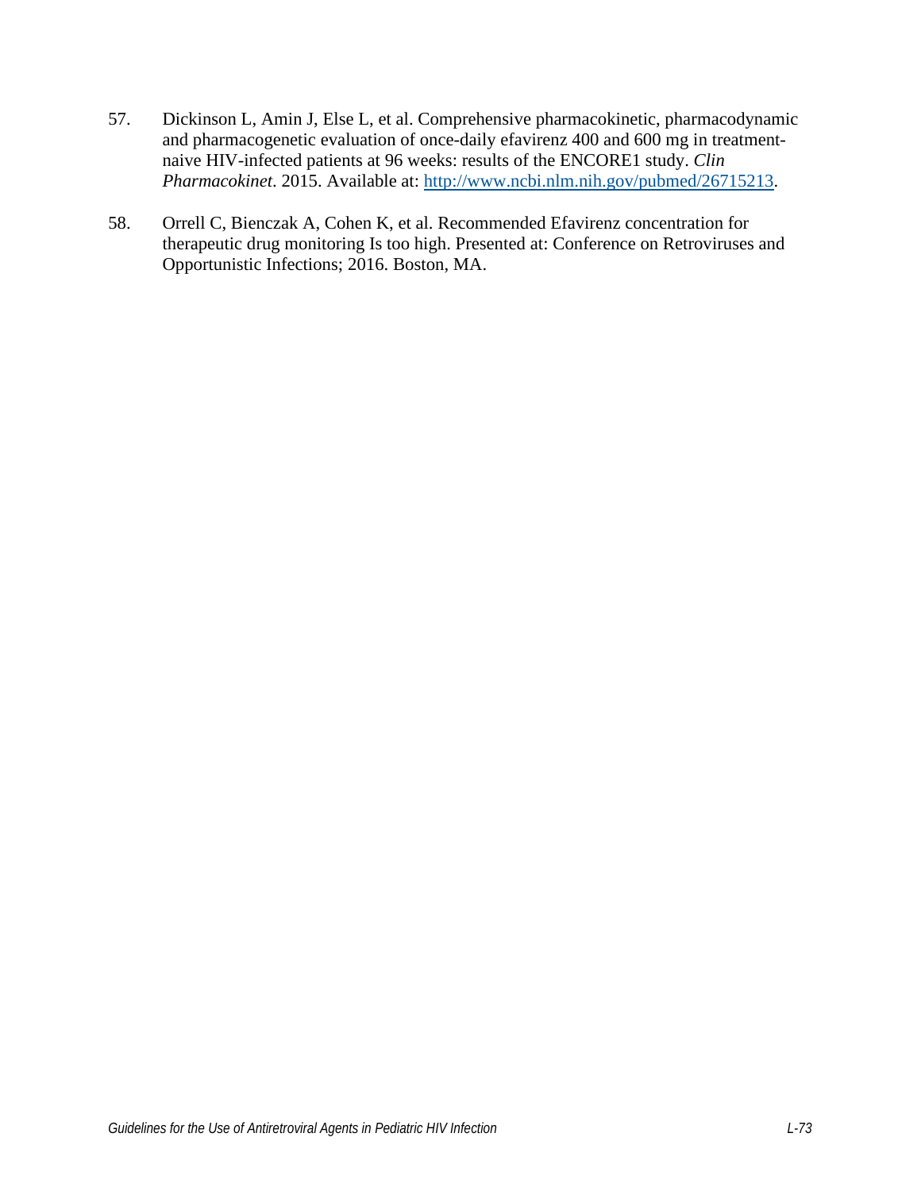57. Dickinson L, Amin J, Else L, et al. Comprehensive pharmacokinetic, pharmacodynamic and pharmacogenetic evaluation of once-daily efavirenz 400 and 600 mg in treatment-naive HIV-infected patients at 96 weeks: results of the ENCORE1 study. *Clin Pharmacokinet*. 2015. Available at: http://www.ncbi.nlm.nih.gov/pubmed/26715213.

58. Orrell C, Bienczak A, Cohen K, et al. Recommended Efavirenz concentration for therapeutic drug monitoring Is too high. Presented at: Conference on Retroviruses and Opportunistic Infections; 2016. Boston, MA.